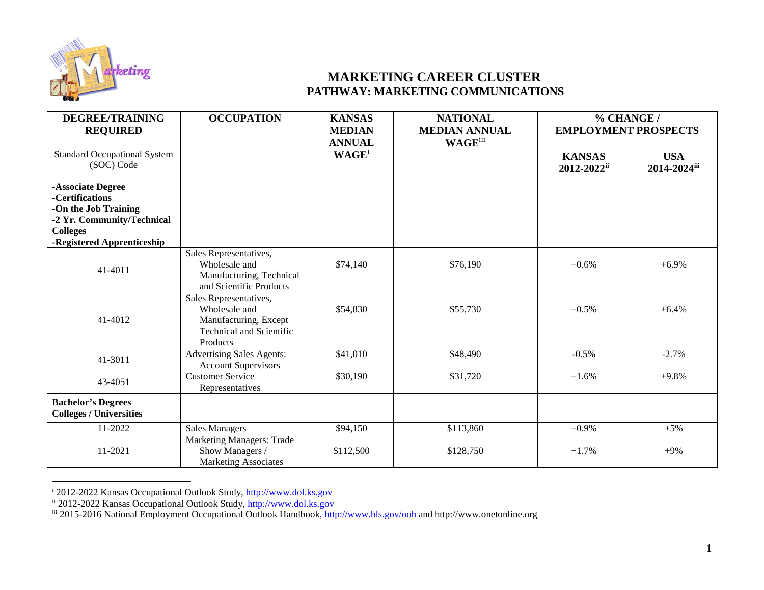# MARKETING CAREER CLUSTER

## PATHWAY: MARKETING COMMUNICATIONS

| **DEGREE/TRAINING REQUIRED** Standard Occupational System (SOC) Code | **OCCUPATION** | **KANSAS MEDIAN ANNUAL WAGE**[i] | **NATIONAL MEDIAN ANNUAL WAGE**[iii] | **% CHANGE / EMPLOYMENT PROSPECTS** | |
|---|---|---|---|---|---|
| | | | | **KANSAS 2012-2022**[ii] | **USA 2014-2024**[iii] |
| **-Associate Degree -Certifications -On the Job Training -2 Yr. Community/Technical Colleges -Registered Apprenticeship** | | | | | |
| 41-4011 | Sales Representatives, Wholesale and Manufacturing, Technical and Scientific Products | $74,140 | $76,190 | +0.6% | +6.9% |
| 41-4012 | Sales Representatives, Wholesale and Manufacturing, Except Technical and Scientific Products | $54,830 | $55,730 | +0.5% | +6.4% |
| 41-3011 | Advertising Sales Agents: Account Supervisors | $41,010 | $48,490 | -0.5% | -2.7% |
| 43-4051 | Customer Service Representatives | $30,190 | $31,720 | +1.6% | +9.8% |
| **Bachelor's Degrees Colleges / Universities** | | | | | |
| 11-2022 | Sales Managers | $94,150 | $113,860 | +0.9% | +5% |
| 11-2021 | Marketing Managers: Trade Show Managers / Marketing Associates | $112,500 | $128,750 | +1.7% | +9% |

[i] 2012-2022 Kansas Occupational Outlook Study, http://www.dol.ks.gov

[ii] 2012-2022 Kansas Occupational Outlook Study, http://www.dol.ks.gov

[iii] 2015-2016 National Employment Occupational Outlook Handbook, http://www.bls.gov/ooh and http://www.onetonline.org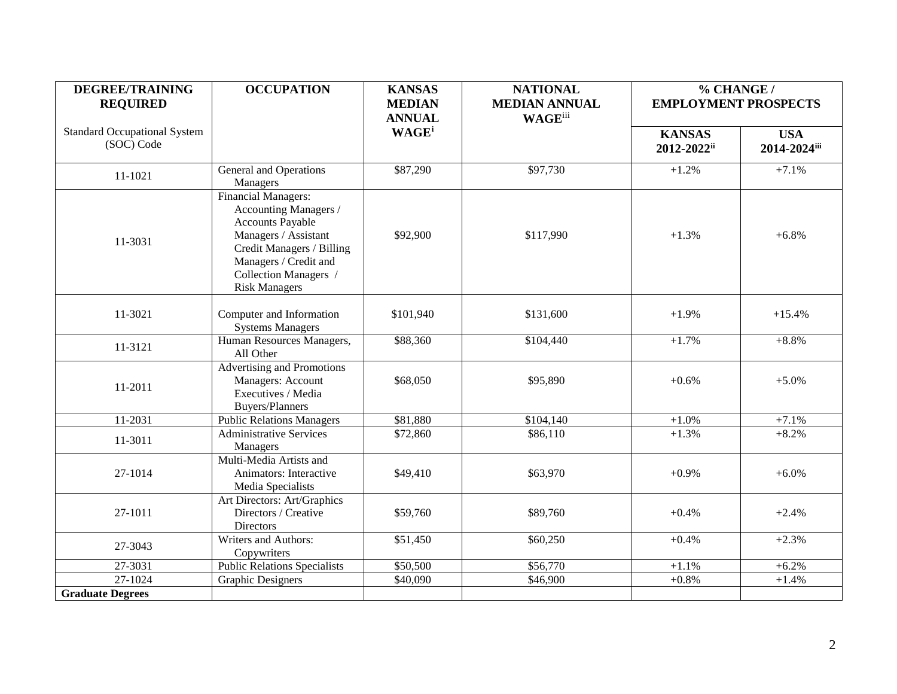| DEGREE/TRAINING REQUIRED<br><br>Standard Occupational System (SOC) Code | OCCUPATION | KANSAS MEDIAN ANNUAL WAGE[i] | NATIONAL MEDIAN ANNUAL WAGE[iii] | % CHANGE / EMPLOYMENT PROSPECTS | |
|---|---|---|---|---|---|
| | | | | KANSAS 2012-2022[ii] | USA 2014-2024[iii] |
| 11-1021 | General and Operations Managers | $87,290 | $97,730 | +1.2% | +7.1% |
| 11-3031 | Financial Managers: Accounting Managers / Accounts Payable Managers / Assistant Credit Managers / Billing Managers / Credit and Collection Managers / Risk Managers | $92,900 | $117,990 | +1.3% | +6.8% |
| 11-3021 | Computer and Information Systems Managers | $101,940 | $131,600 | +1.9% | +15.4% |
| 11-3121 | Human Resources Managers, All Other | $88,360 | $104,440 | +1.7% | +8.8% |
| 11-2011 | Advertising and Promotions Managers: Account Executives / Media Buyers/Planners | $68,050 | $95,890 | +0.6% | +5.0% |
| 11-2031 | Public Relations Managers | $81,880 | $104,140 | +1.0% | +7.1% |
| 11-3011 | Administrative Services Managers | $72,860 | $86,110 | +1.3% | +8.2% |
| 27-1014 | Multi-Media Artists and Animators: Interactive Media Specialists | $49,410 | $63,970 | +0.9% | +6.0% |
| 27-1011 | Art Directors: Art/Graphics Directors / Creative Directors | $59,760 | $89,760 | +0.4% | +2.4% |
| 27-3043 | Writers and Authors: Copywriters | $51,450 | $60,250 | +0.4% | +2.3% |
| 27-3031 | Public Relations Specialists | $50,500 | $56,770 | +1.1% | +6.2% |
| 27-1024 | Graphic Designers | $40,090 | $46,900 | +0.8% | +1.4% |
| **Graduate Degrees** | | | | | |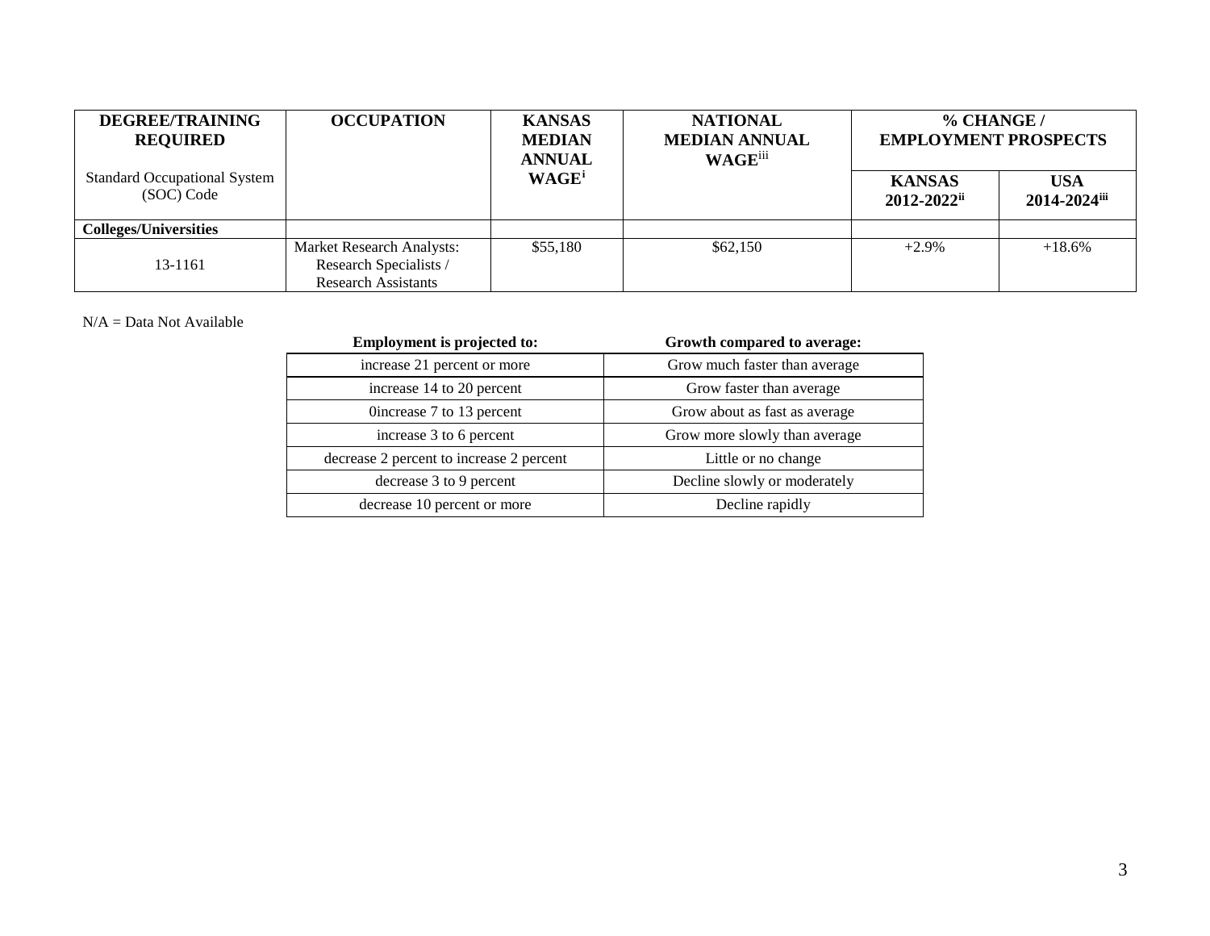| DEGREE/TRAINING REQUIRED<br><br>Standard Occupational System (SOC) Code | OCCUPATION | KANSAS MEDIAN ANNUAL WAGE[i] | NATIONAL MEDIAN ANNUAL WAGE[iii] | % CHANGE / EMPLOYMENT PROSPECTS | |
|---|---|---|---|---|---|
| | | | | KANSAS 2012-2022[ii] | USA 2014-2024[iii] |
| **Colleges/Universities** | | | | | |
| 13-1161 | Market Research Analysts: Research Specialists / Research Assistants | $55,180 | $62,150 | +2.9% | +18.6% |

N/A = Data Not Available

| Employment is projected to: | Growth compared to average: |
|---|---|
| increase 21 percent or more | Grow much faster than average |
| increase 14 to 20 percent | Grow faster than average |
| 0increase 7 to 13 percent | Grow about as fast as average |
| increase 3 to 6 percent | Grow more slowly than average |
| decrease 2 percent to increase 2 percent | Little or no change |
| decrease 3 to 9 percent | Decline slowly or moderately |
| decrease 10 percent or more | Decline rapidly |